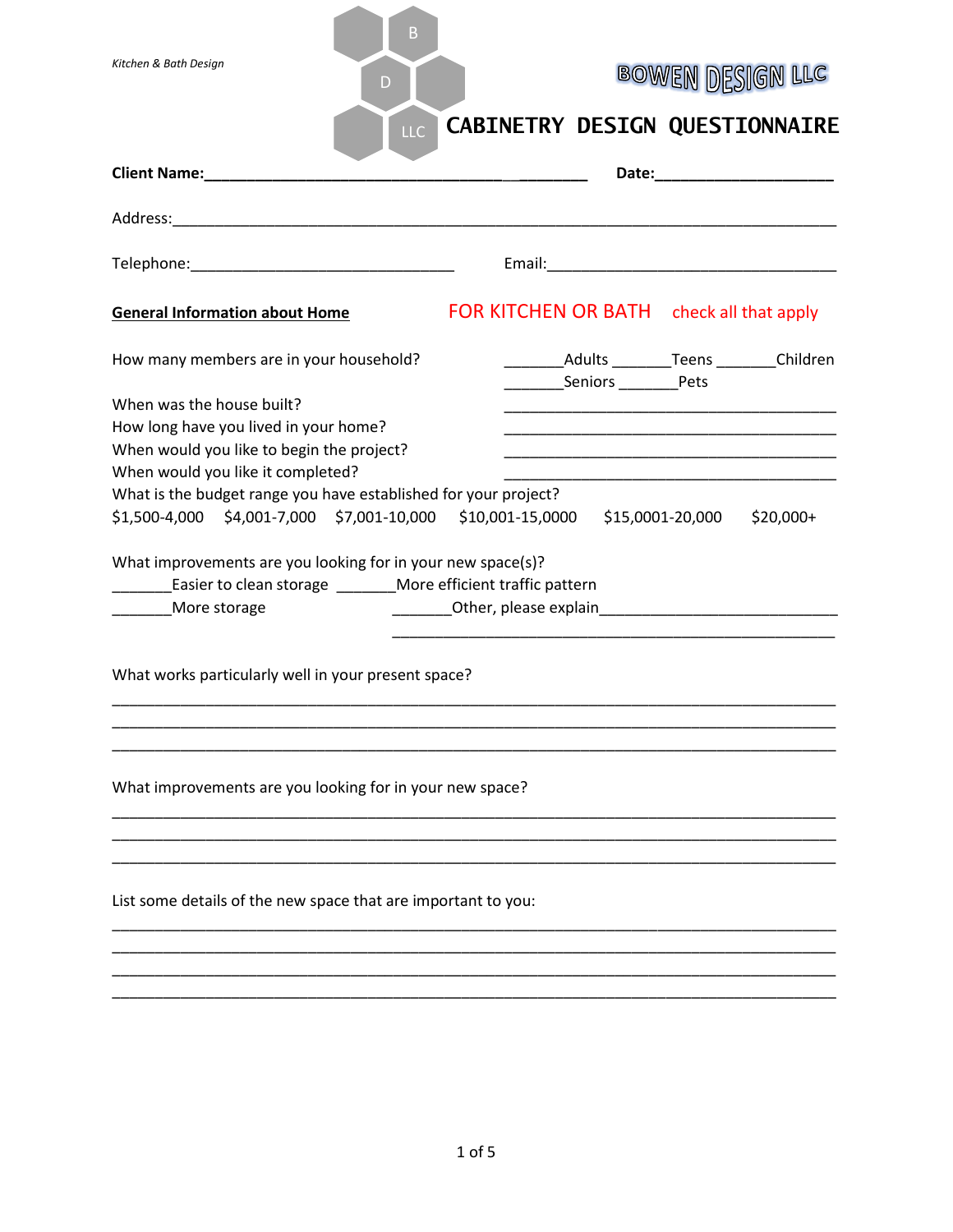*Kitchen & Bath Design*

B D LLC

**BOWEN DESIGN LLC**

# CABINETRY DESIGN QUESTIONNAIRE

**Client Name:**_____________________________________________ **Date:**____________________

Address:_____________________________________________________________________________

Telephone:______________________________ Email:__________________________________

**General Information about Home** FOR KITCHEN OR BATH check all that apply

How many members are in your household? _______Adults _______Teens _______Children _______Seniors _______Pets

When was the house built? ______________________________________

How long have you lived in your home? ______________________________________

When would you like to begin the project? ______________________________________

When would you like it completed? ______________________________________

What is the budget range you have established for your project?

$1,500-4,000  $4,001-7,000  $7,001-10,000  $10,001-15,0000  $15,0001-20,000  $20,000+

What improvements are you looking for in your new space(s)?

_______Easier to clean storage _______More efficient traffic pattern

_______More storage _______Other, please explain___________________________

_______________________________________________

What works particularly well in your present space?

_____________________________________________________________________________

_____________________________________________________________________________

_____________________________________________________________________________

What improvements are you looking for in your new space?

_____________________________________________________________________________

_____________________________________________________________________________

_____________________________________________________________________________

List some details of the new space that are important to you:

_____________________________________________________________________________

_____________________________________________________________________________

_____________________________________________________________________________

_____________________________________________________________________________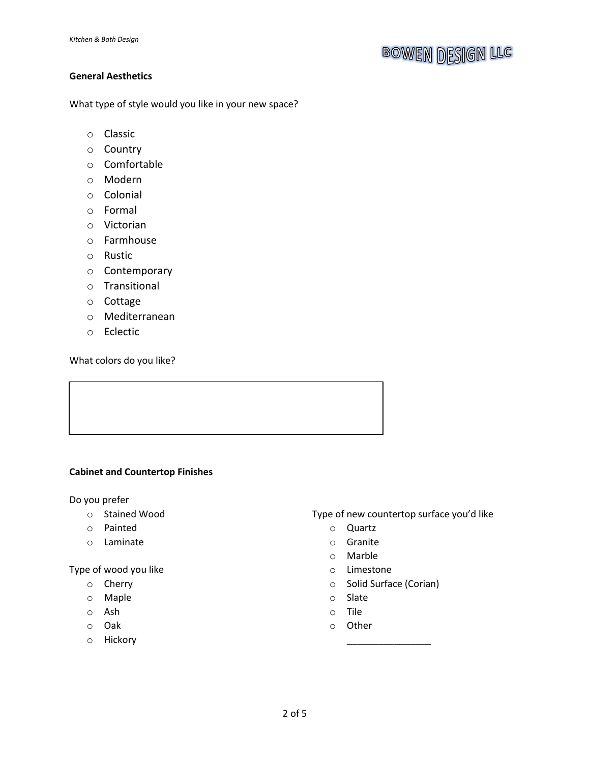## General Aesthetics

What type of style would you like in your new space?

- Classic
- Country
- Comfortable
- Modern
- Colonial
- Formal
- Victorian
- Farmhouse
- Rustic
- Contemporary
- Transitional
- Cottage
- Mediterranean
- Eclectic

What colors do you like?

## Cabinet and Countertop Finishes

Do you prefer

- Stained Wood
- Painted
- Laminate

Type of wood you like

- Cherry
- Maple
- Ash
- Oak
- Hickory

Type of new countertop surface you'd like

- Quartz
- Granite
- Marble
- Limestone
- Solid Surface (Corian)
- Slate
- Tile
- Other ________________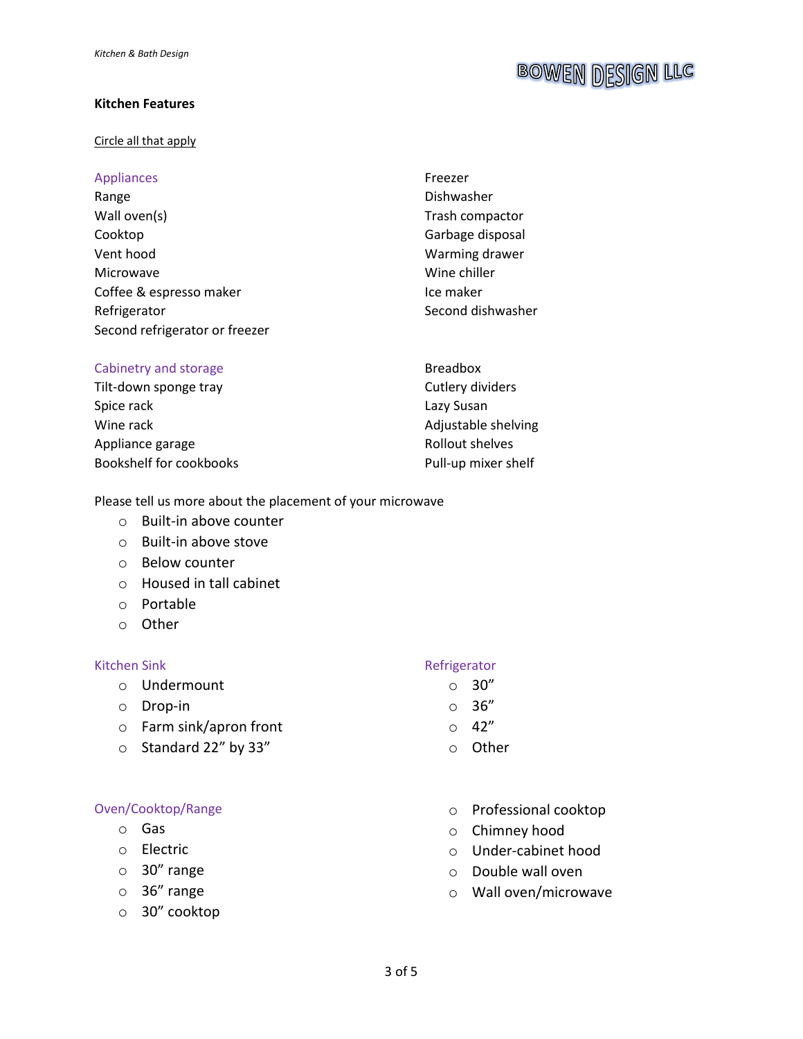## Kitchen Features

Circle all that apply

### Appliances

Range
Wall oven(s)
Cooktop
Vent hood
Microwave
Coffee & espresso maker
Refrigerator
Second refrigerator or freezer
Freezer
Dishwasher
Trash compactor
Garbage disposal
Warming drawer
Wine chiller
Ice maker
Second dishwasher

### Cabinetry and storage

Tilt-down sponge tray
Spice rack
Wine rack
Appliance garage
Bookshelf for cookbooks
Breadbox
Cutlery dividers
Lazy Susan
Adjustable shelving
Rollout shelves
Pull-up mixer shelf

Please tell us more about the placement of your microwave

- Built-in above counter
- Built-in above stove
- Below counter
- Housed in tall cabinet
- Portable
- Other

### Kitchen Sink

- Undermount
- Drop-in
- Farm sink/apron front
- Standard 22" by 33"

### Refrigerator

- 30"
- 36"
- 42"
- Other

### Oven/Cooktop/Range

- Gas
- Electric
- 30" range
- 36" range
- 30" cooktop
- Professional cooktop
- Chimney hood
- Under-cabinet hood
- Double wall oven
- Wall oven/microwave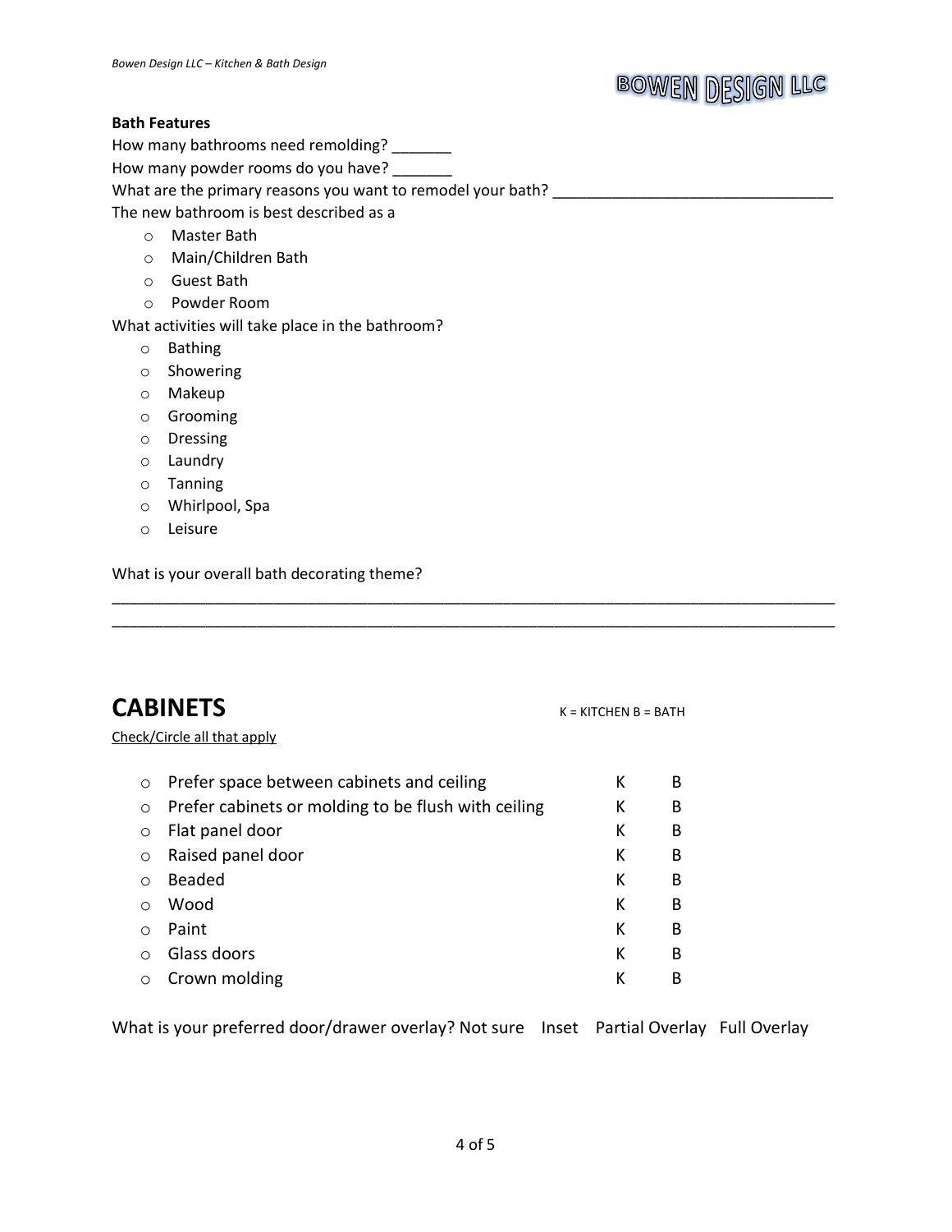**Bath Features**

How many bathrooms need remolding? _______

How many powder rooms do you have? _______

What are the primary reasons you want to remodel your bath? _________________________________

The new bathroom is best described as a

- Master Bath
- Main/Children Bath
- Guest Bath
- Powder Room

What activities will take place in the bathroom?

- Bathing
- Showering
- Makeup
- Grooming
- Dressing
- Laundry
- Tanning
- Whirlpool, Spa
- Leisure

What is your overall bath decorating theme?

_____________________________________________________________________________________

_____________________________________________________________________________________

# CABINETS

K = KITCHEN B = BATH

Check/Circle all that apply

| | | |
|---|---|---|
| ○ Prefer space between cabinets and ceiling | K | B |
| ○ Prefer cabinets or molding to be flush with ceiling | K | B |
| ○ Flat panel door | K | B |
| ○ Raised panel door | K | B |
| ○ Beaded | K | B |
| ○ Wood | K | B |
| ○ Paint | K | B |
| ○ Glass doors | K | B |
| ○ Crown molding | K | B |

What is your preferred door/drawer overlay? Not sure Inset Partial Overlay Full Overlay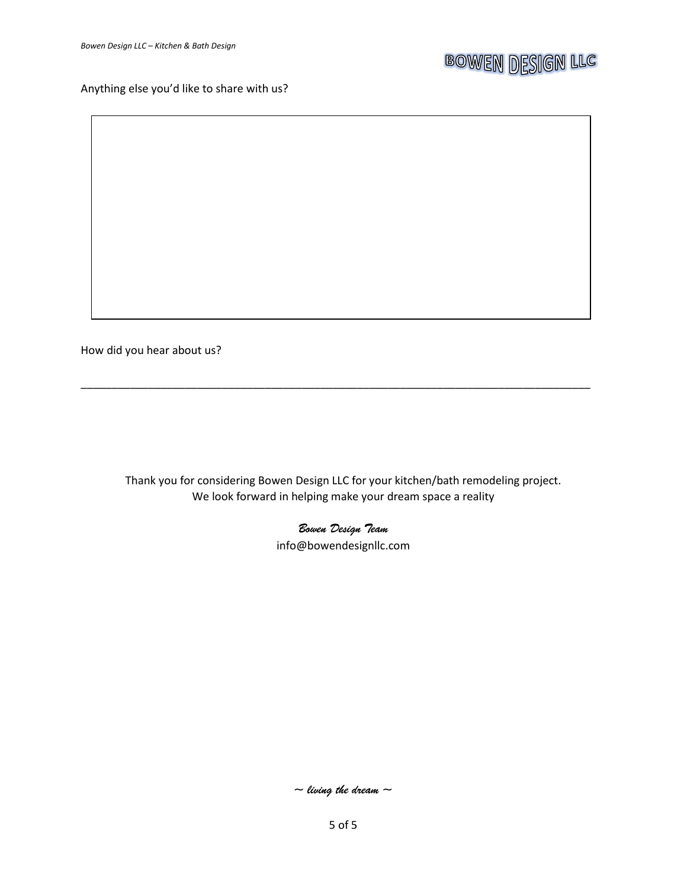Anything else you'd like to share with us?

How did you hear about us?

\_\_\_\_\_\_\_\_\_\_\_\_\_\_\_\_\_\_\_\_\_\_\_\_\_\_\_\_\_\_\_\_\_\_\_\_\_\_\_\_\_\_\_\_\_\_\_\_\_\_\_\_\_\_\_\_\_\_\_\_\_\_\_\_\_\_\_\_\_\_\_\_\_\_\_\_\_\_\_\_\_\_\_\_

Thank you for considering Bowen Design LLC for your kitchen/bath remodeling project.
We look forward in helping make your dream space a reality

*Bowen Design Team*
info@bowendesignllc.com

*~ living the dream ~*